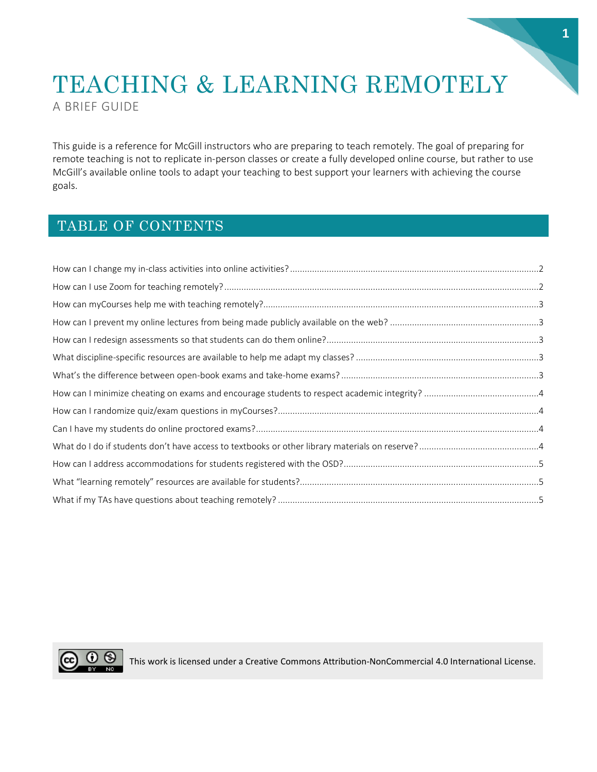# TEACHING & LEARNING REMOTELY

A BRIEF GUIDE

This guide is a reference for McGill instructors who are preparing to teach remotely. The goal of preparing for remote teaching is not to replicate in-person classes or create a fully developed online course, but rather to use McGill's available online tools to adapt your teaching to best support your learners with achieving the course goals.

## TABLE OF CONTENTS

- How can I change my in-class activities into online activities? ..... 2
- How can I use Zoom for teaching remotely? ..... 2
- How can myCourses help me with teaching remotely? ..... 3
- How can I prevent my online lectures from being made publicly available on the web? ..... 3
- How can I redesign assessments so that students can do them online? ..... 3
- What discipline-specific resources are available to help me adapt my classes? ..... 3
- What's the difference between open-book exams and take-home exams? ..... 3
- How can I minimize cheating on exams and encourage students to respect academic integrity? ..... 4
- How can I randomize quiz/exam questions in myCourses? ..... 4
- Can I have my students do online proctored exams? ..... 4
- What do I do if students don't have access to textbooks or other library materials on reserve? ..... 4
- How can I address accommodations for students registered with the OSD? ..... 5
- What "learning remotely" resources are available for students? ..... 5
- What if my TAs have questions about teaching remotely? ..... 5

This work is licensed under a Creative Commons Attribution-NonCommercial 4.0 International License.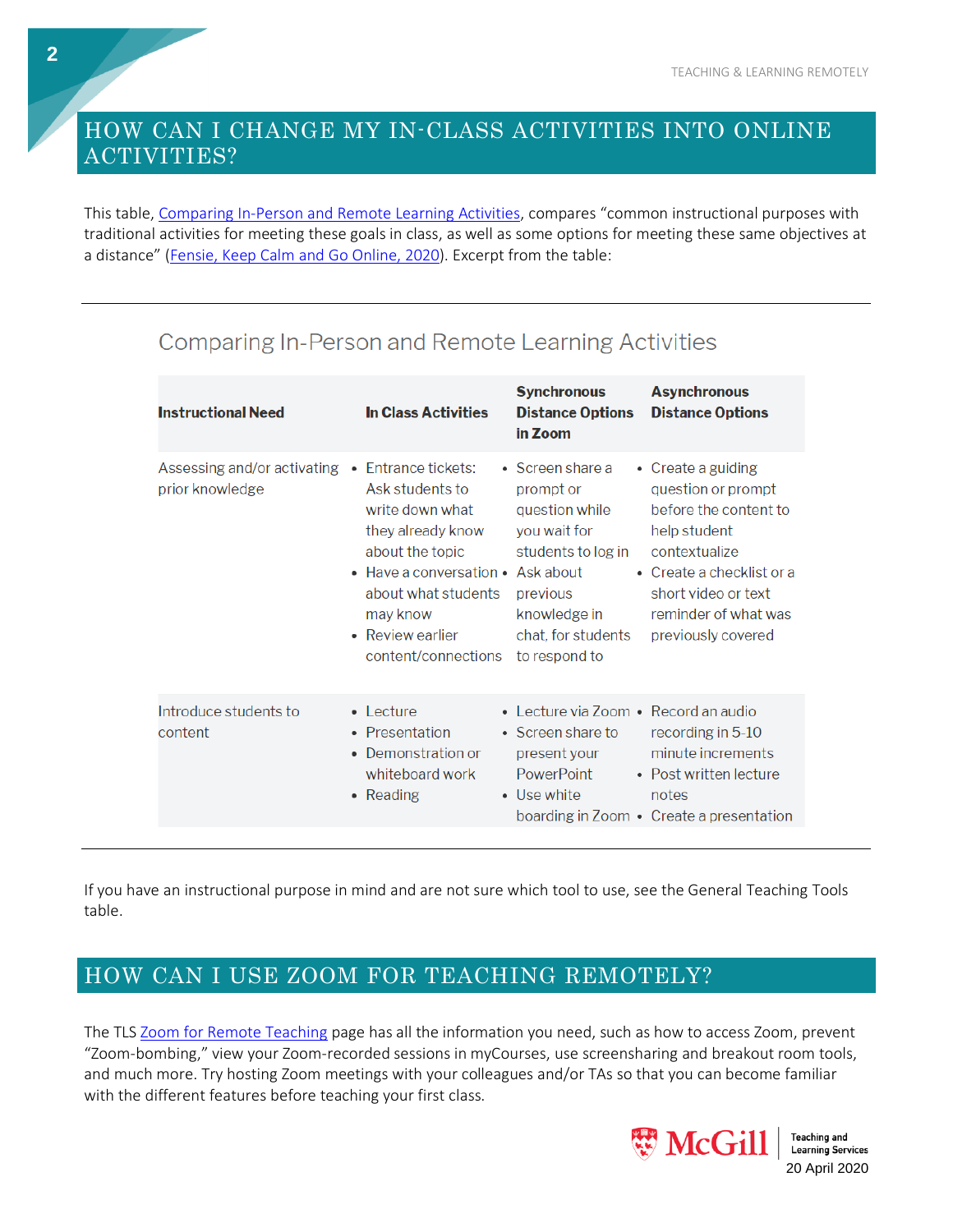## HOW CAN I CHANGE MY IN-CLASS ACTIVITIES INTO ONLINE ACTIVITIES?

This table, Comparing In-Person and Remote Learning Activities, compares "common instructional purposes with traditional activities for meeting these goals in class, as well as some options for meeting these same objectives at a distance" (Fensie, Keep Calm and Go Online, 2020). Excerpt from the table:

### Comparing In-Person and Remote Learning Activities

| **Instructional Need** | **In Class Activities** | **Synchronous Distance Options in Zoom** | **Asynchronous Distance Options** |
|---|---|---|---|
| Assessing and/or activating prior knowledge | • Entrance tickets: Ask students to write down what they already know about the topic<br>• Have a conversation about what students may know<br>• Review earlier content/connections | • Screen share a prompt or question while you wait for students to log in<br>• Ask about previous knowledge in chat, for students to respond to | • Create a guiding question or prompt before the content to help student contextualize<br>• Create a checklist or a short video or text reminder of what was previously covered |
| Introduce students to content | • Lecture<br>• Presentation<br>• Demonstration or whiteboard work<br>• Reading | • Lecture via Zoom<br>• Screen share to present your PowerPoint<br>• Use white boarding in Zoom | • Record an audio recording in 5-10 minute increments<br>• Post written lecture notes<br>• Create a presentation |

If you have an instructional purpose in mind and are not sure which tool to use, see the General Teaching Tools table.

## HOW CAN I USE ZOOM FOR TEACHING REMOTELY?

The TLS Zoom for Remote Teaching page has all the information you need, such as how to access Zoom, prevent "Zoom-bombing," view your Zoom-recorded sessions in myCourses, use screensharing and breakout room tools, and much more. Try hosting Zoom meetings with your colleagues and/or TAs so that you can become familiar with the different features before teaching your first class.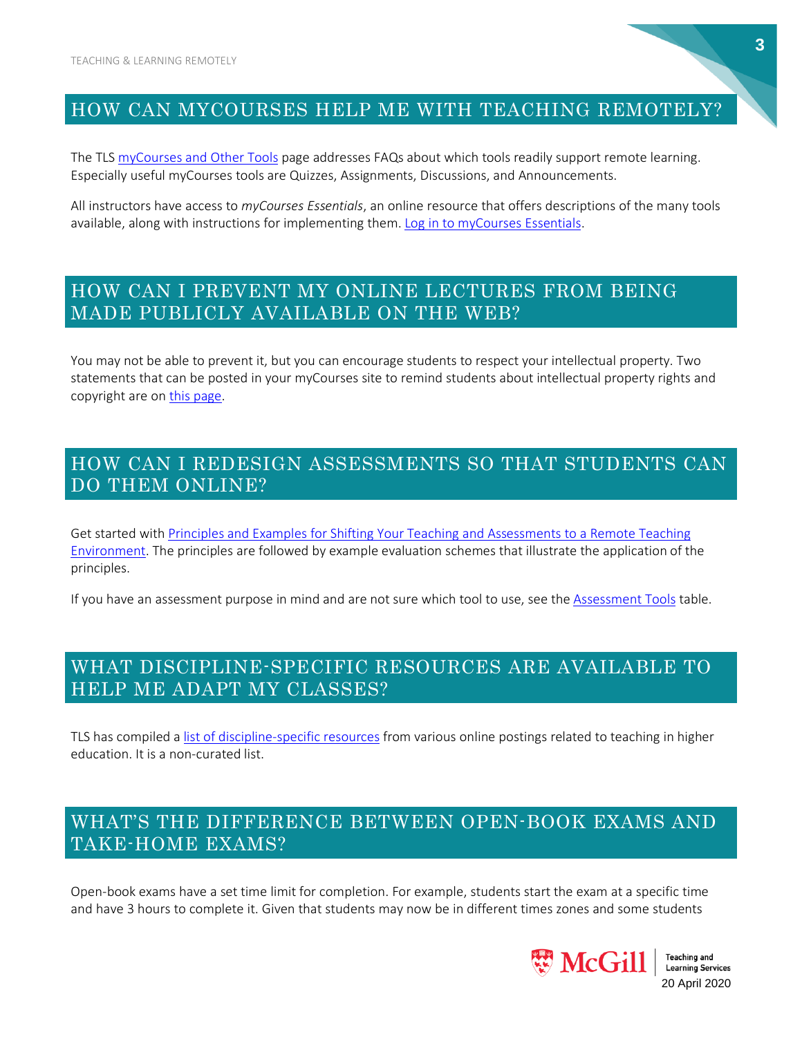## HOW CAN MYCOURSES HELP ME WITH TEACHING REMOTELY?

The TLS myCourses and Other Tools page addresses FAQs about which tools readily support remote learning. Especially useful myCourses tools are Quizzes, Assignments, Discussions, and Announcements.

All instructors have access to *myCourses Essentials*, an online resource that offers descriptions of the many tools available, along with instructions for implementing them. Log in to myCourses Essentials.

## HOW CAN I PREVENT MY ONLINE LECTURES FROM BEING MADE PUBLICLY AVAILABLE ON THE WEB?

You may not be able to prevent it, but you can encourage students to respect your intellectual property. Two statements that can be posted in your myCourses site to remind students about intellectual property rights and copyright are on this page.

## HOW CAN I REDESIGN ASSESSMENTS SO THAT STUDENTS CAN DO THEM ONLINE?

Get started with Principles and Examples for Shifting Your Teaching and Assessments to a Remote Teaching Environment. The principles are followed by example evaluation schemes that illustrate the application of the principles.

If you have an assessment purpose in mind and are not sure which tool to use, see the Assessment Tools table.

## WHAT DISCIPLINE-SPECIFIC RESOURCES ARE AVAILABLE TO HELP ME ADAPT MY CLASSES?

TLS has compiled a list of discipline-specific resources from various online postings related to teaching in higher education. It is a non-curated list.

## WHAT'S THE DIFFERENCE BETWEEN OPEN-BOOK EXAMS AND TAKE-HOME EXAMS?

Open-book exams have a set time limit for completion. For example, students start the exam at a specific time and have 3 hours to complete it. Given that students may now be in different times zones and some students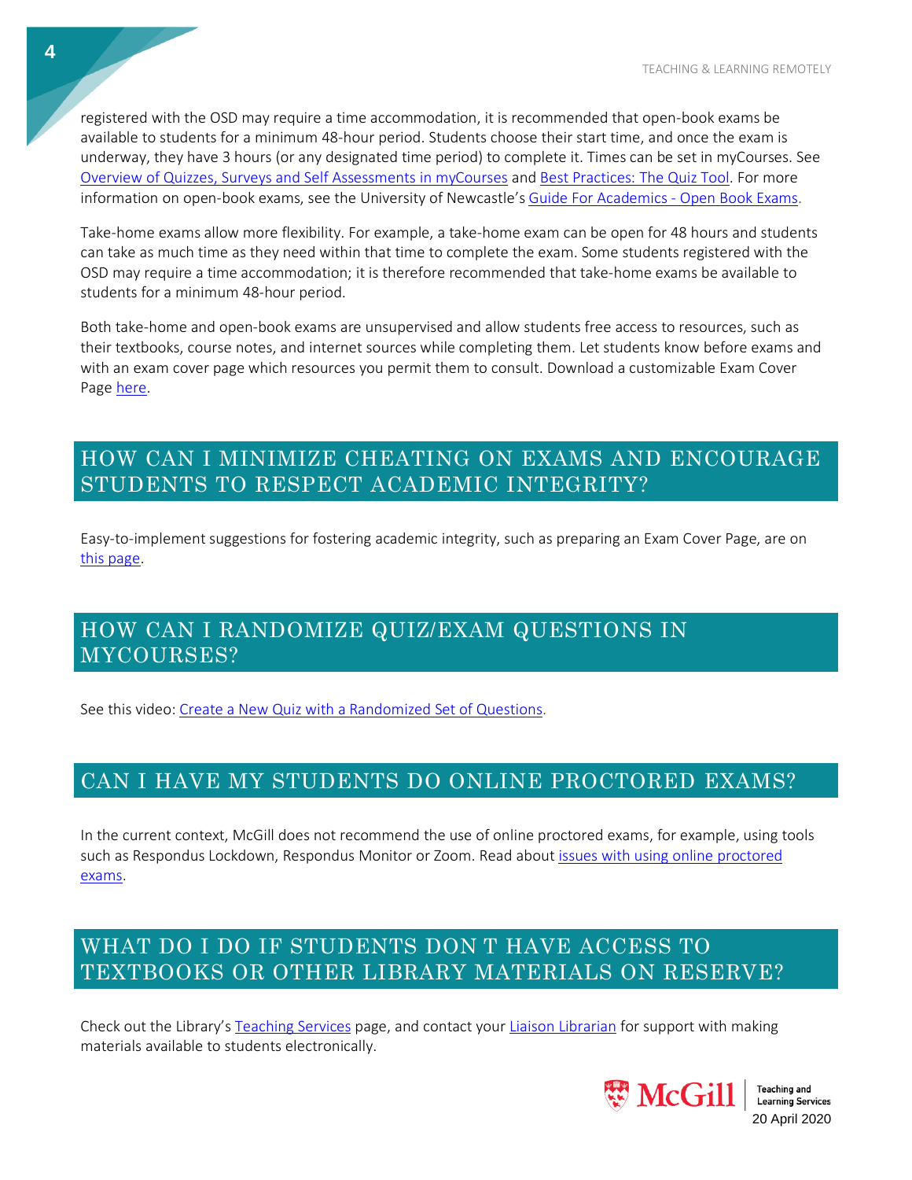registered with the OSD may require a time accommodation, it is recommended that open-book exams be available to students for a minimum 48-hour period. Students choose their start time, and once the exam is underway, they have 3 hours (or any designated time period) to complete it. Times can be set in myCourses. See Overview of Quizzes, Surveys and Self Assessments in myCourses and Best Practices: The Quiz Tool. For more information on open-book exams, see the University of Newcastle's Guide For Academics - Open Book Exams.

Take-home exams allow more flexibility. For example, a take-home exam can be open for 48 hours and students can take as much time as they need within that time to complete the exam. Some students registered with the OSD may require a time accommodation; it is therefore recommended that take-home exams be available to students for a minimum 48-hour period.

Both take-home and open-book exams are unsupervised and allow students free access to resources, such as their textbooks, course notes, and internet sources while completing them. Let students know before exams and with an exam cover page which resources you permit them to consult. Download a customizable Exam Cover Page here.

## HOW CAN I MINIMIZE CHEATING ON EXAMS AND ENCOURAGE STUDENTS TO RESPECT ACADEMIC INTEGRITY?

Easy-to-implement suggestions for fostering academic integrity, such as preparing an Exam Cover Page, are on this page.

## HOW CAN I RANDOMIZE QUIZ/EXAM QUESTIONS IN MYCOURSES?

See this video: Create a New Quiz with a Randomized Set of Questions.

## CAN I HAVE MY STUDENTS DO ONLINE PROCTORED EXAMS?

In the current context, McGill does not recommend the use of online proctored exams, for example, using tools such as Respondus Lockdown, Respondus Monitor or Zoom. Read about issues with using online proctored exams.

## WHAT DO I DO IF STUDENTS DON T HAVE ACCESS TO TEXTBOOKS OR OTHER LIBRARY MATERIALS ON RESERVE?

Check out the Library's Teaching Services page, and contact your Liaison Librarian for support with making materials available to students electronically.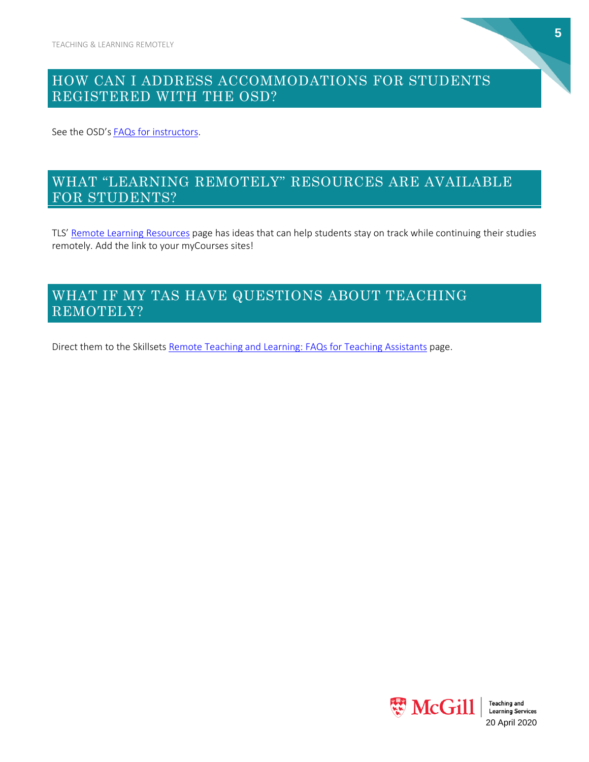## HOW CAN I ADDRESS ACCOMMODATIONS FOR STUDENTS REGISTERED WITH THE OSD?

See the OSD's FAQs for instructors.

## WHAT "LEARNING REMOTELY" RESOURCES ARE AVAILABLE FOR STUDENTS?

TLS' Remote Learning Resources page has ideas that can help students stay on track while continuing their studies remotely. Add the link to your myCourses sites!

## WHAT IF MY TAS HAVE QUESTIONS ABOUT TEACHING REMOTELY?

Direct them to the Skillsets Remote Teaching and Learning: FAQs for Teaching Assistants page.

McGill Teaching and Learning Services
20 April 2020